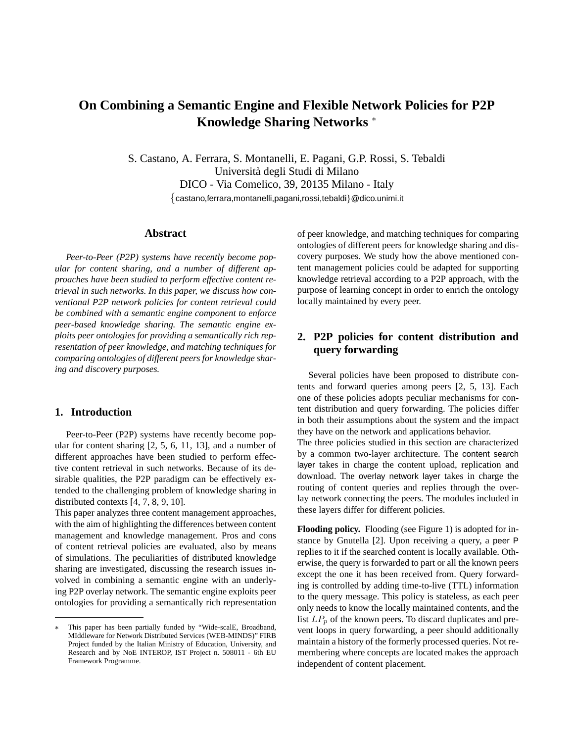# On Combining a Semantic Engine and Flexible Network Policies for P2P Knowledge Sharing Networks [*]

S. Castano, A. Ferrara, S. Montanelli, E. Pagani, G.P. Rossi, S. Tebaldi
Università degli Studi di Milano
DICO - Via Comelico, 39, 20135 Milano - Italy
{castano,ferrara,montanelli,pagani,rossi,tebaldi}@dico.unimi.it

## Abstract

*Peer-to-Peer (P2P) systems have recently become popular for content sharing, and a number of different approaches have been studied to perform effective content retrieval in such networks. In this paper, we discuss how conventional P2P network policies for content retrieval could be combined with a semantic engine component to enforce peer-based knowledge sharing. The semantic engine exploits peer ontologies for providing a semantically rich representation of peer knowledge, and matching techniques for comparing ontologies of different peers for knowledge sharing and discovery purposes.*

## 1. Introduction

Peer-to-Peer (P2P) systems have recently become popular for content sharing [2, 5, 6, 11, 13], and a number of different approaches have been studied to perform effective content retrieval in such networks. Because of its desirable qualities, the P2P paradigm can be effectively extended to the challenging problem of knowledge sharing in distributed contexts [4, 7, 8, 9, 10].

This paper analyzes three content management approaches, with the aim of highlighting the differences between content management and knowledge management. Pros and cons of content retrieval policies are evaluated, also by means of simulations. The peculiarities of distributed knowledge sharing are investigated, discussing the research issues involved in combining a semantic engine with an underlying P2P overlay network. The semantic engine exploits peer ontologies for providing a semantically rich representation of peer knowledge, and matching techniques for comparing ontologies of different peers for knowledge sharing and discovery purposes. We study how the above mentioned content management policies could be adapted for supporting knowledge retrieval according to a P2P approach, with the purpose of learning concept in order to enrich the ontology locally maintained by every peer.

## 2. P2P policies for content distribution and query forwarding

Several policies have been proposed to distribute contents and forward queries among peers [2, 5, 13]. Each one of these policies adopts peculiar mechanisms for content distribution and query forwarding. The policies differ in both their assumptions about the system and the impact they have on the network and applications behavior.

The three policies studied in this section are characterized by a common two-layer architecture. The content search layer takes in charge the content upload, replication and download. The overlay network layer takes in charge the routing of content queries and replies through the overlay network connecting the peers. The modules included in these layers differ for different policies.

**Flooding policy.** Flooding (see Figure 1) is adopted for instance by Gnutella [2]. Upon receiving a query, a peer P replies to it if the searched content is locally available. Otherwise, the query is forwarded to part or all the known peers except the one it has been received from. Query forwarding is controlled by adding time-to-live (TTL) information to the query message. This policy is stateless, as each peer only needs to know the locally maintained contents, and the list $LP_p$ of the known peers. To discard duplicates and prevent loops in query forwarding, a peer should additionally maintain a history of the formerly processed queries. Not remembering where concepts are located makes the approach independent of content placement.

[*] This paper has been partially funded by "Wide-scalE, Broadband, MIddleware for Network Distributed Services (WEB-MINDS)" FIRB Project funded by the Italian Ministry of Education, University, and Research and by NoE INTEROP, IST Project n. 508011 - 6th EU Framework Programme.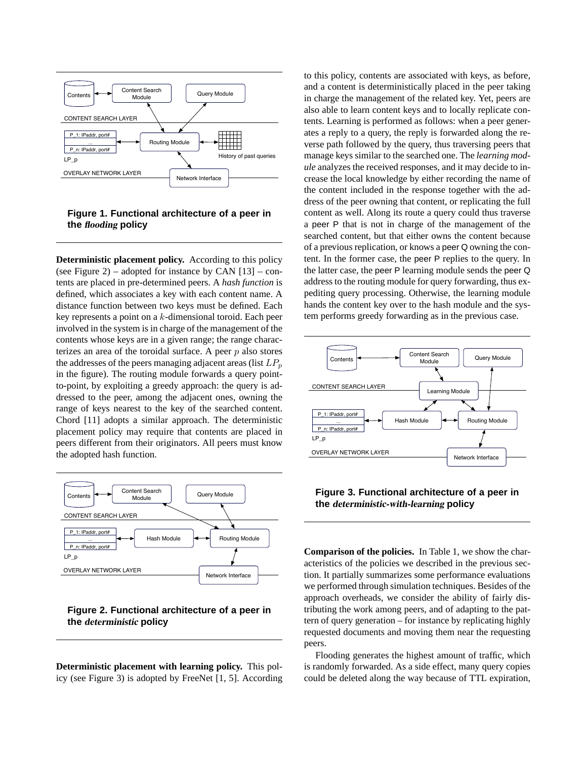**Figure 1. Functional architecture of a peer in the *flooding* policy**

**Deterministic placement policy.** According to this policy (see Figure 2) – adopted for instance by CAN [13] – contents are placed in pre-determined peers. A *hash function* is defined, which associates a key with each content name. A distance function between two keys must be defined. Each key represents a point on a $k$-dimensional toroid. Each peer involved in the system is in charge of the management of the contents whose keys are in a given range; the range characterizes an area of the toroidal surface. A peer $p$ also stores the addresses of the peers managing adjacent areas (list $LP_p$ in the figure). The routing module forwards a query point-to-point, by exploiting a greedy approach: the query is addressed to the peer, among the adjacent ones, owning the range of keys nearest to the key of the searched content. Chord [11] adopts a similar approach. The deterministic placement policy may require that contents are placed in peers different from their originators. All peers must know the adopted hash function.

**Figure 2. Functional architecture of a peer in the *deterministic* policy**

**Deterministic placement with learning policy.** This policy (see Figure 3) is adopted by FreeNet [1, 5]. According to this policy, contents are associated with keys, as before, and a content is deterministically placed in the peer taking in charge the management of the related key. Yet, peers are also able to learn content keys and to locally replicate contents. Learning is performed as follows: when a peer generates a reply to a query, the reply is forwarded along the reverse path followed by the query, thus traversing peers that manage keys similar to the searched one. The *learning module* analyzes the received responses, and it may decide to increase the local knowledge by either recording the name of the content included in the response together with the address of the peer owning that content, or replicating the full content as well. Along its route a query could thus traverse a peer P that is not in charge of the management of the searched content, but that either owns the content because of a previous replication, or knows a peer Q owning the content. In the former case, the peer P replies to the query. In the latter case, the peer P learning module sends the peer Q address to the routing module for query forwarding, thus expediting query processing. Otherwise, the learning module hands the content key over to the hash module and the system performs greedy forwarding as in the previous case.

**Figure 3. Functional architecture of a peer in the *deterministic-with-learning* policy**

**Comparison of the policies.** In Table 1, we show the characteristics of the policies we described in the previous section. It partially summarizes some performance evaluations we performed through simulation techniques. Besides of the approach overheads, we consider the ability of fairly distributing the work among peers, and of adapting to the pattern of query generation – for instance by replicating highly requested documents and moving them near the requesting peers.

Flooding generates the highest amount of traffic, which is randomly forwarded. As a side effect, many query copies could be deleted along the way because of TTL expiration,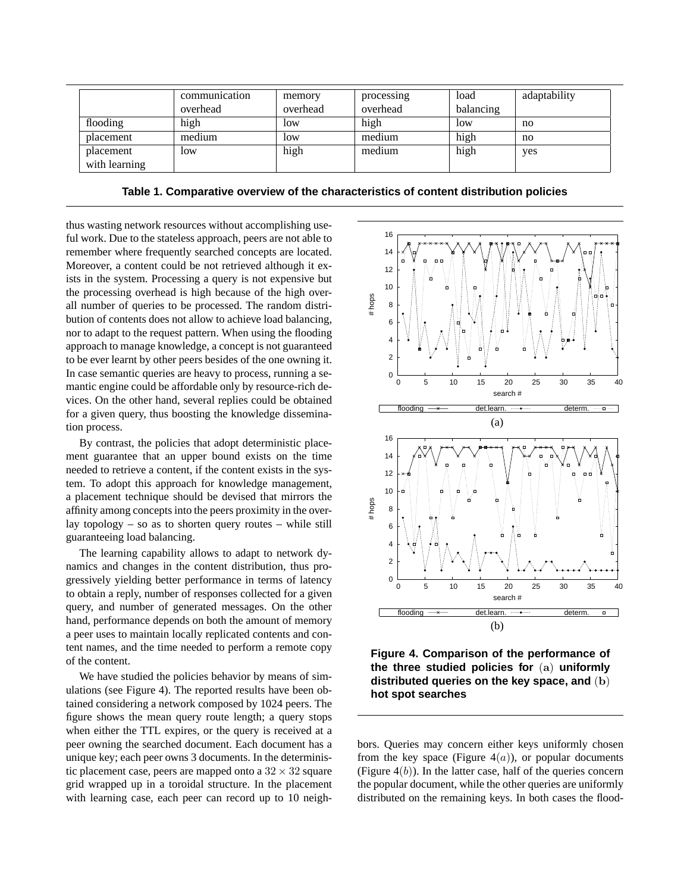| | communication overhead | memory overhead | processing overhead | load balancing | adaptability |
|---|---|---|---|---|---|
| flooding | high | low | high | low | no |
| placement | medium | low | medium | high | no |
| placement with learning | low | high | medium | high | yes |

**Table 1. Comparative overview of the characteristics of content distribution policies**

thus wasting network resources without accomplishing useful work. Due to the stateless approach, peers are not able to remember where frequently searched concepts are located. Moreover, a content could be not retrieved although it exists in the system. Processing a query is not expensive but the processing overhead is high because of the high overall number of queries to be processed. The random distribution of contents does not allow to achieve load balancing, nor to adapt to the request pattern. When using the flooding approach to manage knowledge, a concept is not guaranteed to be ever learnt by other peers besides of the one owning it. In case semantic queries are heavy to process, running a semantic engine could be affordable only by resource-rich devices. On the other hand, several replies could be obtained for a given query, thus boosting the knowledge dissemination process.

By contrast, the policies that adopt deterministic placement guarantee that an upper bound exists on the time needed to retrieve a content, if the content exists in the system. To adopt this approach for knowledge management, a placement technique should be devised that mirrors the affinity among concepts into the peers proximity in the overlay topology – so as to shorten query routes – while still guaranteeing load balancing.

The learning capability allows to adapt to network dynamics and changes in the content distribution, thus progressively yielding better performance in terms of latency to obtain a reply, number of responses collected for a given query, and number of generated messages. On the other hand, performance depends on both the amount of memory a peer uses to maintain locally replicated contents and content names, and the time needed to perform a remote copy of the content.

We have studied the policies behavior by means of simulations (see Figure 4). The reported results have been obtained considering a network composed by 1024 peers. The figure shows the mean query route length; a query stops when either the TTL expires, or the query is received at a peer owning the searched document. Each document has a unique key; each peer owns 3 documents. In the deterministic placement case, peers are mapped onto a $32 \times 32$ square grid wrapped up in a toroidal structure. In the placement with learning case, each peer can record up to 10 neighbors. Queries may concern either keys uniformly chosen from the key space (Figure $4(a)$), or popular documents (Figure $4(b)$). In the latter case, half of the queries concern the popular document, while the other queries are uniformly distributed on the remaining keys. In both cases the flood-

**Figure 4. Comparison of the performance of the three studied policies for $(\mathbf{a})$ uniformly distributed queries on the key space, and $(\mathbf{b})$ hot spot searches**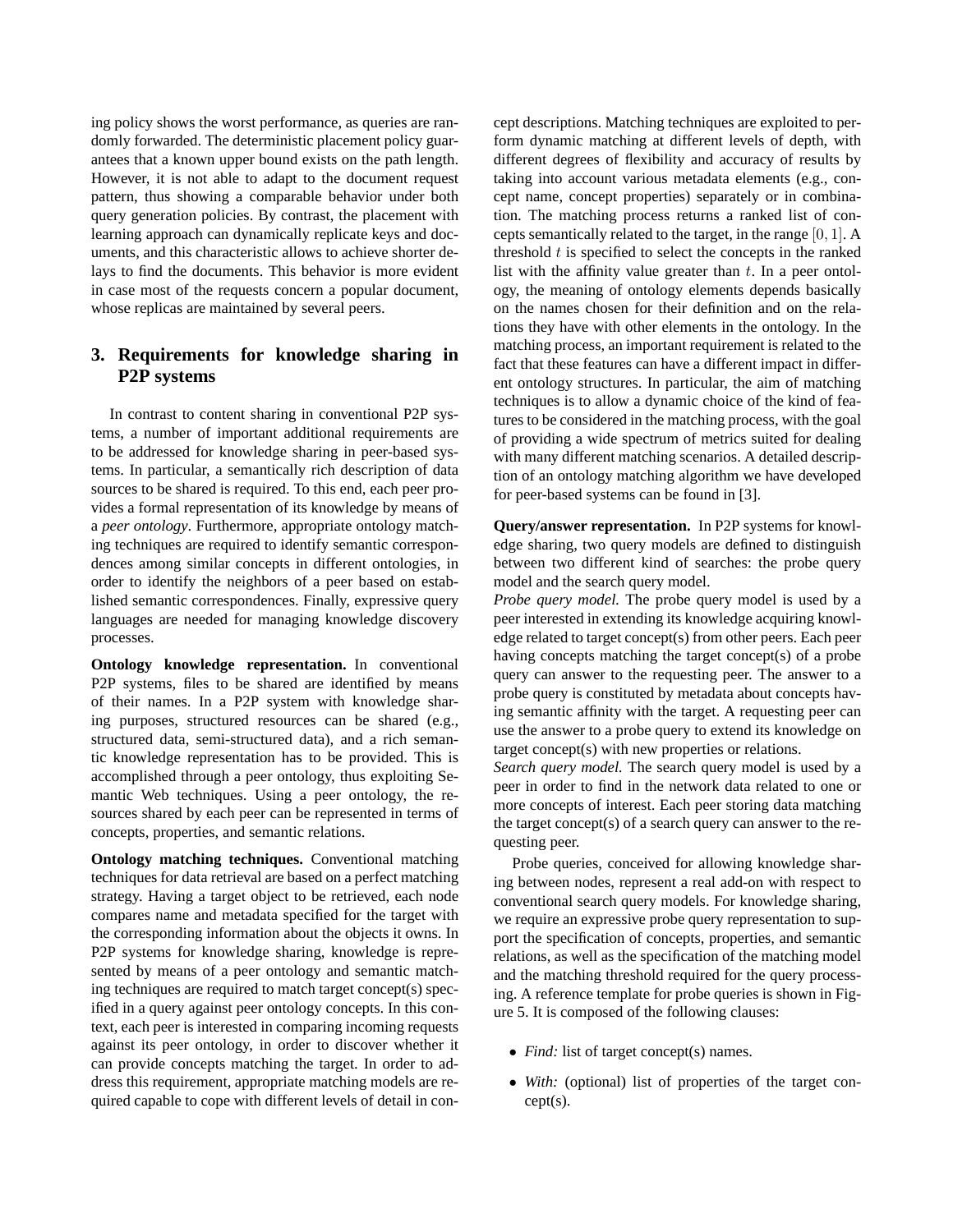ing policy shows the worst performance, as queries are randomly forwarded. The deterministic placement policy guarantees that a known upper bound exists on the path length. However, it is not able to adapt to the document request pattern, thus showing a comparable behavior under both query generation policies. By contrast, the placement with learning approach can dynamically replicate keys and documents, and this characteristic allows to achieve shorter delays to find the documents. This behavior is more evident in case most of the requests concern a popular document, whose replicas are maintained by several peers.

## 3. Requirements for knowledge sharing in P2P systems

In contrast to content sharing in conventional P2P systems, a number of important additional requirements are to be addressed for knowledge sharing in peer-based systems. In particular, a semantically rich description of data sources to be shared is required. To this end, each peer provides a formal representation of its knowledge by means of a *peer ontology*. Furthermore, appropriate ontology matching techniques are required to identify semantic correspondences among similar concepts in different ontologies, in order to identify the neighbors of a peer based on established semantic correspondences. Finally, expressive query languages are needed for managing knowledge discovery processes.

**Ontology knowledge representation.** In conventional P2P systems, files to be shared are identified by means of their names. In a P2P system with knowledge sharing purposes, structured resources can be shared (e.g., structured data, semi-structured data), and a rich semantic knowledge representation has to be provided. This is accomplished through a peer ontology, thus exploiting Semantic Web techniques. Using a peer ontology, the resources shared by each peer can be represented in terms of concepts, properties, and semantic relations.

**Ontology matching techniques.** Conventional matching techniques for data retrieval are based on a perfect matching strategy. Having a target object to be retrieved, each node compares name and metadata specified for the target with the corresponding information about the objects it owns. In P2P systems for knowledge sharing, knowledge is represented by means of a peer ontology and semantic matching techniques are required to match target concept(s) specified in a query against peer ontology concepts. In this context, each peer is interested in comparing incoming requests against its peer ontology, in order to discover whether it can provide concepts matching the target. In order to address this requirement, appropriate matching models are required capable to cope with different levels of detail in concept descriptions. Matching techniques are exploited to perform dynamic matching at different levels of depth, with different degrees of flexibility and accuracy of results by taking into account various metadata elements (e.g., concept name, concept properties) separately or in combination. The matching process returns a ranked list of concepts semantically related to the target, in the range $[0, 1]$. A threshold $t$ is specified to select the concepts in the ranked list with the affinity value greater than $t$. In a peer ontology, the meaning of ontology elements depends basically on the names chosen for their definition and on the relations they have with other elements in the ontology. In the matching process, an important requirement is related to the fact that these features can have a different impact in different ontology structures. In particular, the aim of matching techniques is to allow a dynamic choice of the kind of features to be considered in the matching process, with the goal of providing a wide spectrum of metrics suited for dealing with many different matching scenarios. A detailed description of an ontology matching algorithm we have developed for peer-based systems can be found in [3].

**Query/answer representation.** In P2P systems for knowledge sharing, two query models are defined to distinguish between two different kind of searches: the probe query model and the search query model.
*Probe query model.* The probe query model is used by a peer interested in extending its knowledge acquiring knowledge related to target concept(s) from other peers. Each peer having concepts matching the target concept(s) of a probe query can answer to the requesting peer. The answer to a probe query is constituted by metadata about concepts having semantic affinity with the target. A requesting peer can use the answer to a probe query to extend its knowledge on target concept(s) with new properties or relations.
*Search query model.* The search query model is used by a peer in order to find in the network data related to one or more concepts of interest. Each peer storing data matching the target concept(s) of a search query can answer to the requesting peer.

Probe queries, conceived for allowing knowledge sharing between nodes, represent a real add-on with respect to conventional search query models. For knowledge sharing, we require an expressive probe query representation to support the specification of concepts, properties, and semantic relations, as well as the specification of the matching model and the matching threshold required for the query processing. A reference template for probe queries is shown in Figure 5. It is composed of the following clauses:

- *Find:* list of target concept(s) names.
- *With:* (optional) list of properties of the target concept(s).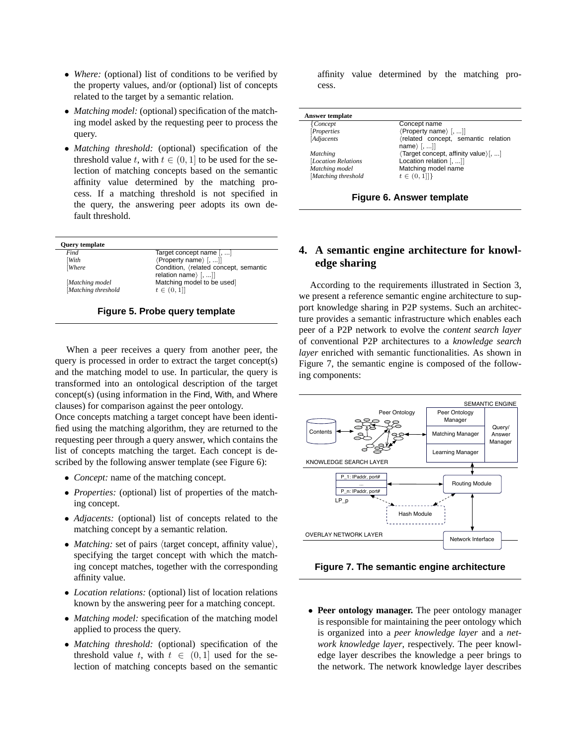- *Where:* (optional) list of conditions to be verified by the property values, and/or (optional) list of concepts related to the target by a semantic relation.
- *Matching model:* (optional) specification of the matching model asked by the requesting peer to process the query.
- *Matching threshold:* (optional) specification of the threshold value $t$, with $t \in (0, 1]$ to be used for the selection of matching concepts based on the semantic affinity value determined by the matching process. If a matching threshold is not specified in the query, the answering peer adopts its own default threshold.

| **Query template** | |
|---|---|
| *Find* | Target concept name [, ...] |
| [*With* | ⟨Property name⟩ [, ...]] |
| [*Where* | Condition, ⟨related concept, semantic relation name⟩ [, ...]] |
| [*Matching model* | Matching model to be used] |
| [*Matching threshold* | $t \in (0, 1]$] |

**Figure 5. Probe query template**

When a peer receives a query from another peer, the query is processed in order to extract the target concept(s) and the matching model to use. In particular, the query is transformed into an ontological description of the target concept(s) (using information in the Find, With, and Where clauses) for comparison against the peer ontology.
Once concepts matching a target concept have been identified using the matching algorithm, they are returned to the requesting peer through a query answer, which contains the list of concepts matching the target. Each concept is described by the following answer template (see Figure 6):

- *Concept:* name of the matching concept.
- *Properties:* (optional) list of properties of the matching concept.
- *Adjacents:* (optional) list of concepts related to the matching concept by a semantic relation.
- *Matching:* set of pairs ⟨target concept, affinity value⟩, specifying the target concept with which the matching concept matches, together with the corresponding affinity value.
- *Location relations:* (optional) list of location relations known by the answering peer for a matching concept.
- *Matching model:* specification of the matching model applied to process the query.
- *Matching threshold:* (optional) specification of the threshold value $t$, with $t \in (0, 1]$ used for the selection of matching concepts based on the semantic affinity value determined by the matching process.

| **Answer template** | |
|---|---|
| {*Concept* | Concept name |
| [*Properties* | ⟨Property name⟩ [, ...]] |
| [*Adjacents* | ⟨related concept, semantic relation name⟩ [, ...]] |
| *Matching* | ⟨Target concept, affinity value⟩[, ...] |
| [*Location Relations* | Location relation [, ...]] |
| *Matching model* | Matching model name |
| [*Matching threshold* | $t \in (0, 1]$]} |

**Figure 6. Answer template**

## 4. A semantic engine architecture for knowledge sharing

According to the requirements illustrated in Section 3, we present a reference semantic engine architecture to support knowledge sharing in P2P systems. Such an architecture provides a semantic infrastructure which enables each peer of a P2P network to evolve the *content search layer* of conventional P2P architectures to a *knowledge search layer* enriched with semantic functionalities. As shown in Figure 7, the semantic engine is composed of the following components:

**Figure 7. The semantic engine architecture**

- **Peer ontology manager.** The peer ontology manager is responsible for maintaining the peer ontology which is organized into a *peer knowledge layer* and a *network knowledge layer*, respectively. The peer knowledge layer describes the knowledge a peer brings to the network. The network knowledge layer describes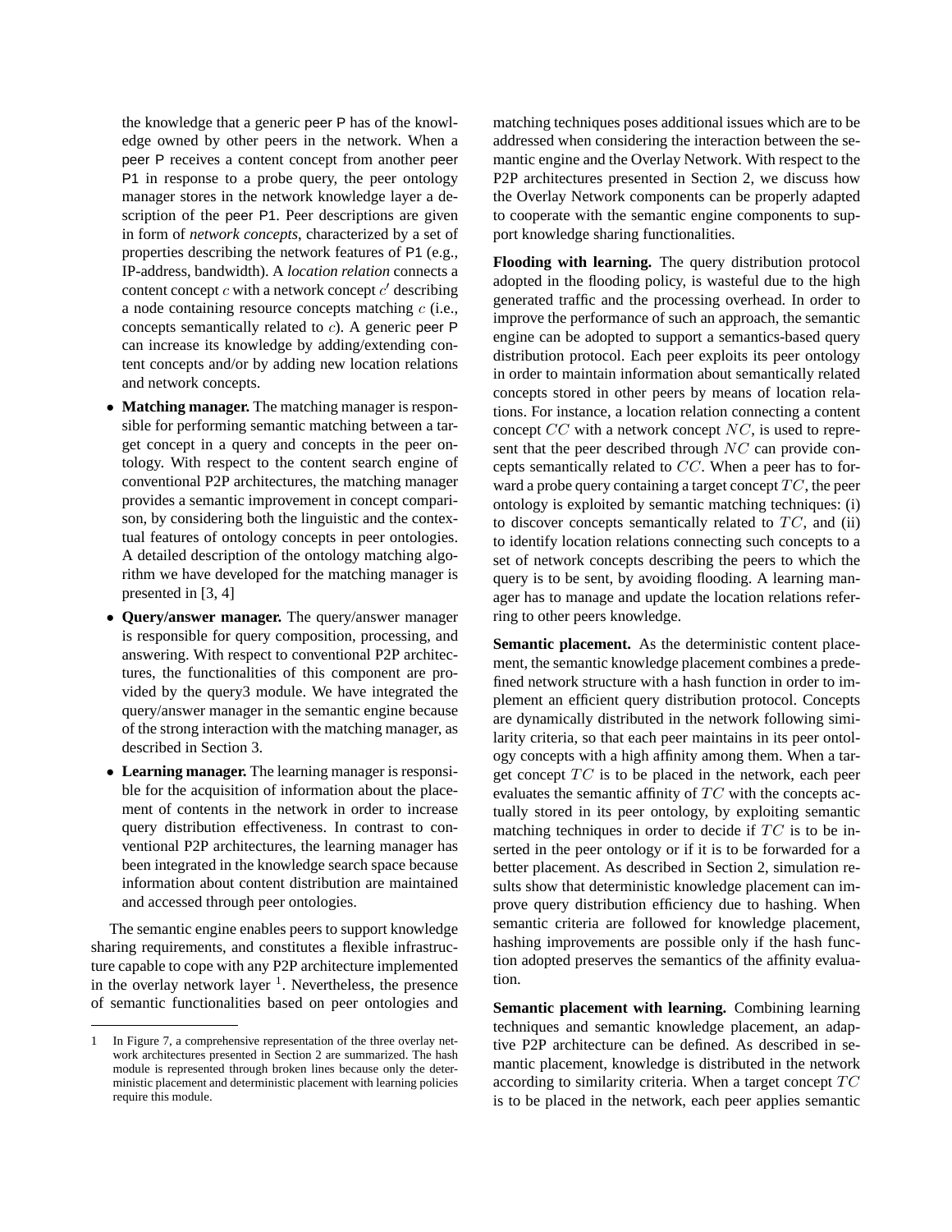the knowledge that a generic peer P has of the knowledge owned by other peers in the network. When a peer P receives a content concept from another peer P1 in response to a probe query, the peer ontology manager stores in the network knowledge layer a description of the peer P1. Peer descriptions are given in form of *network concepts*, characterized by a set of properties describing the network features of P1 (e.g., IP-address, bandwidth). A *location relation* connects a content concept $c$ with a network concept $c'$ describing a node containing resource concepts matching $c$ (i.e., concepts semantically related to $c$). A generic peer P can increase its knowledge by adding/extending content concepts and/or by adding new location relations and network concepts.

- **Matching manager.** The matching manager is responsible for performing semantic matching between a target concept in a query and concepts in the peer ontology. With respect to the content search engine of conventional P2P architectures, the matching manager provides a semantic improvement in concept comparison, by considering both the linguistic and the contextual features of ontology concepts in peer ontologies. A detailed description of the ontology matching algorithm we have developed for the matching manager is presented in [3, 4]
- **Query/answer manager.** The query/answer manager is responsible for query composition, processing, and answering. With respect to conventional P2P architectures, the functionalities of this component are provided by the query3 module. We have integrated the query/answer manager in the semantic engine because of the strong interaction with the matching manager, as described in Section 3.
- **Learning manager.** The learning manager is responsible for the acquisition of information about the placement of contents in the network in order to increase query distribution effectiveness. In contrast to conventional P2P architectures, the learning manager has been integrated in the knowledge search space because information about content distribution are maintained and accessed through peer ontologies.

The semantic engine enables peers to support knowledge sharing requirements, and constitutes a flexible infrastructure capable to cope with any P2P architecture implemented in the overlay network layer [1]. Nevertheless, the presence of semantic functionalities based on peer ontologies and matching techniques poses additional issues which are to be addressed when considering the interaction between the semantic engine and the Overlay Network. With respect to the P2P architectures presented in Section 2, we discuss how the Overlay Network components can be properly adapted to cooperate with the semantic engine components to support knowledge sharing functionalities.

**Flooding with learning.** The query distribution protocol adopted in the flooding policy, is wasteful due to the high generated traffic and the processing overhead. In order to improve the performance of such an approach, the semantic engine can be adopted to support a semantics-based query distribution protocol. Each peer exploits its peer ontology in order to maintain information about semantically related concepts stored in other peers by means of location relations. For instance, a location relation connecting a content concept $CC$ with a network concept $NC$, is used to represent that the peer described through $NC$ can provide concepts semantically related to $CC$. When a peer has to forward a probe query containing a target concept $TC$, the peer ontology is exploited by semantic matching techniques: (i) to discover concepts semantically related to $TC$, and (ii) to identify location relations connecting such concepts to a set of network concepts describing the peers to which the query is to be sent, by avoiding flooding. A learning manager has to manage and update the location relations referring to other peers knowledge.

**Semantic placement.** As the deterministic content placement, the semantic knowledge placement combines a predefined network structure with a hash function in order to implement an efficient query distribution protocol. Concepts are dynamically distributed in the network following similarity criteria, so that each peer maintains in its peer ontology concepts with a high affinity among them. When a target concept $TC$ is to be placed in the network, each peer evaluates the semantic affinity of $TC$ with the concepts actually stored in its peer ontology, by exploiting semantic matching techniques in order to decide if $TC$ is to be inserted in the peer ontology or if it is to be forwarded for a better placement. As described in Section 2, simulation results show that deterministic knowledge placement can improve query distribution efficiency due to hashing. When semantic criteria are followed for knowledge placement, hashing improvements are possible only if the hash function adopted preserves the semantics of the affinity evaluation.

**Semantic placement with learning.** Combining learning techniques and semantic knowledge placement, an adaptive P2P architecture can be defined. As described in semantic placement, knowledge is distributed in the network according to similarity criteria. When a target concept $TC$ is to be placed in the network, each peer applies semantic

1 In Figure 7, a comprehensive representation of the three overlay network architectures presented in Section 2 are summarized. The hash module is represented through broken lines because only the deterministic placement and deterministic placement with learning policies require this module.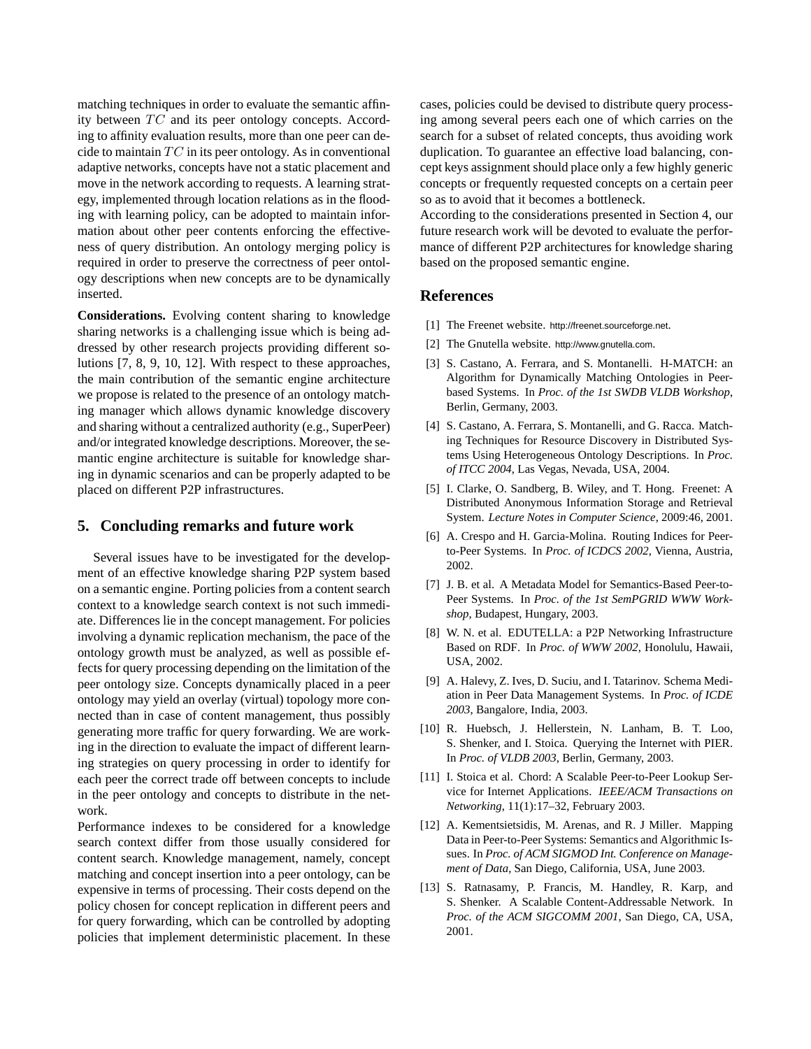matching techniques in order to evaluate the semantic affinity between $TC$ and its peer ontology concepts. According to affinity evaluation results, more than one peer can decide to maintain $TC$ in its peer ontology. As in conventional adaptive networks, concepts have not a static placement and move in the network according to requests. A learning strategy, implemented through location relations as in the flooding with learning policy, can be adopted to maintain information about other peer contents enforcing the effectiveness of query distribution. An ontology merging policy is required in order to preserve the correctness of peer ontology descriptions when new concepts are to be dynamically inserted.

**Considerations.** Evolving content sharing to knowledge sharing networks is a challenging issue which is being addressed by other research projects providing different solutions [7, 8, 9, 10, 12]. With respect to these approaches, the main contribution of the semantic engine architecture we propose is related to the presence of an ontology matching manager which allows dynamic knowledge discovery and sharing without a centralized authority (e.g., SuperPeer) and/or integrated knowledge descriptions. Moreover, the semantic engine architecture is suitable for knowledge sharing in dynamic scenarios and can be properly adapted to be placed on different P2P infrastructures.

## 5. Concluding remarks and future work

Several issues have to be investigated for the development of an effective knowledge sharing P2P system based on a semantic engine. Porting policies from a content search context to a knowledge search context is not such immediate. Differences lie in the concept management. For policies involving a dynamic replication mechanism, the pace of the ontology growth must be analyzed, as well as possible effects for query processing depending on the limitation of the peer ontology size. Concepts dynamically placed in a peer ontology may yield an overlay (virtual) topology more connected than in case of content management, thus possibly generating more traffic for query forwarding. We are working in the direction to evaluate the impact of different learning strategies on query processing in order to identify for each peer the correct trade off between concepts to include in the peer ontology and concepts to distribute in the network.

Performance indexes to be considered for a knowledge search context differ from those usually considered for content search. Knowledge management, namely, concept matching and concept insertion into a peer ontology, can be expensive in terms of processing. Their costs depend on the policy chosen for concept replication in different peers and for query forwarding, which can be controlled by adopting policies that implement deterministic placement. In these cases, policies could be devised to distribute query processing among several peers each one of which carries on the search for a subset of related concepts, thus avoiding work duplication. To guarantee an effective load balancing, concept keys assignment should place only a few highly generic concepts or frequently requested concepts on a certain peer so as to avoid that it becomes a bottleneck.

According to the considerations presented in Section 4, our future research work will be devoted to evaluate the performance of different P2P architectures for knowledge sharing based on the proposed semantic engine.

## References

[1] The Freenet website. http://freenet.sourceforge.net.

[2] The Gnutella website. http://www.gnutella.com.

[3] S. Castano, A. Ferrara, and S. Montanelli. H-MATCH: an Algorithm for Dynamically Matching Ontologies in Peer-based Systems. In *Proc. of the 1st SWDB VLDB Workshop*, Berlin, Germany, 2003.

[4] S. Castano, A. Ferrara, S. Montanelli, and G. Racca. Matching Techniques for Resource Discovery in Distributed Systems Using Heterogeneous Ontology Descriptions. In *Proc. of ITCC 2004*, Las Vegas, Nevada, USA, 2004.

[5] I. Clarke, O. Sandberg, B. Wiley, and T. Hong. Freenet: A Distributed Anonymous Information Storage and Retrieval System. *Lecture Notes in Computer Science*, 2009:46, 2001.

[6] A. Crespo and H. Garcia-Molina. Routing Indices for Peer-to-Peer Systems. In *Proc. of ICDCS 2002*, Vienna, Austria, 2002.

[7] J. B. et al. A Metadata Model for Semantics-Based Peer-to-Peer Systems. In *Proc. of the 1st SemPGRID WWW Workshop*, Budapest, Hungary, 2003.

[8] W. N. et al. EDUTELLA: a P2P Networking Infrastructure Based on RDF. In *Proc. of WWW 2002*, Honolulu, Hawaii, USA, 2002.

[9] A. Halevy, Z. Ives, D. Suciu, and I. Tatarinov. Schema Mediation in Peer Data Management Systems. In *Proc. of ICDE 2003*, Bangalore, India, 2003.

[10] R. Huebsch, J. Hellerstein, N. Lanham, B. T. Loo, S. Shenker, and I. Stoica. Querying the Internet with PIER. In *Proc. of VLDB 2003*, Berlin, Germany, 2003.

[11] I. Stoica et al. Chord: A Scalable Peer-to-Peer Lookup Service for Internet Applications. *IEEE/ACM Transactions on Networking*, 11(1):17–32, February 2003.

[12] A. Kementsietsidis, M. Arenas, and R. J Miller. Mapping Data in Peer-to-Peer Systems: Semantics and Algorithmic Issues. In *Proc. of ACM SIGMOD Int. Conference on Management of Data*, San Diego, California, USA, June 2003.

[13] S. Ratnasamy, P. Francis, M. Handley, R. Karp, and S. Shenker. A Scalable Content-Addressable Network. In *Proc. of the ACM SIGCOMM 2001*, San Diego, CA, USA, 2001.